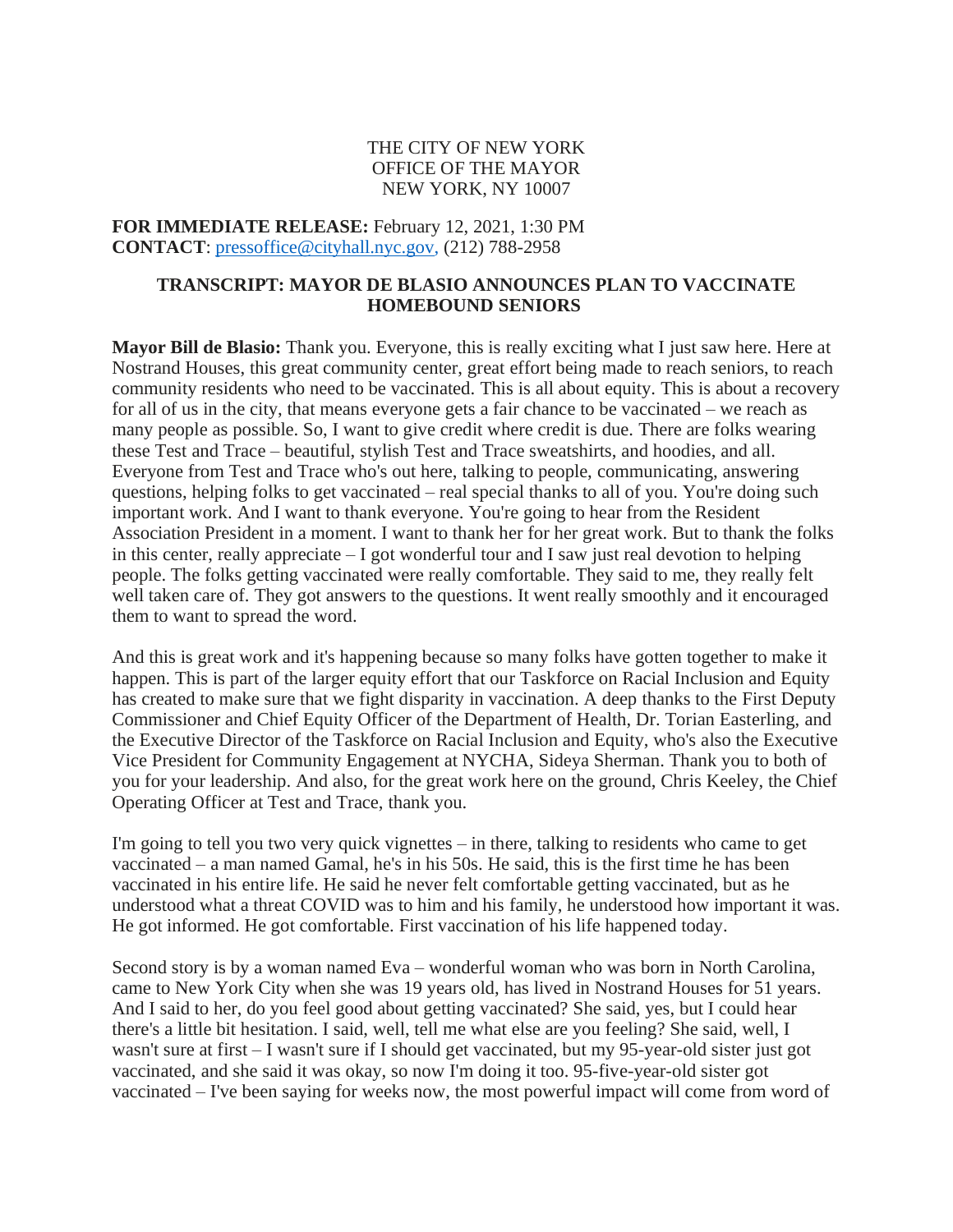THE CITY OF NEW YORK
OFFICE OF THE MAYOR
NEW YORK, NY 10007

**FOR IMMEDIATE RELEASE:** February 12, 2021, 1:30 PM
**CONTACT**: pressoffice@cityhall.nyc.gov, (212) 788-2958

## TRANSCRIPT: MAYOR DE BLASIO ANNOUNCES PLAN TO VACCINATE HOMEBOUND SENIORS

**Mayor Bill de Blasio:** Thank you. Everyone, this is really exciting what I just saw here. Here at Nostrand Houses, this great community center, great effort being made to reach seniors, to reach community residents who need to be vaccinated. This is all about equity. This is about a recovery for all of us in the city, that means everyone gets a fair chance to be vaccinated – we reach as many people as possible. So, I want to give credit where credit is due. There are folks wearing these Test and Trace – beautiful, stylish Test and Trace sweatshirts, and hoodies, and all. Everyone from Test and Trace who's out here, talking to people, communicating, answering questions, helping folks to get vaccinated – real special thanks to all of you. You're doing such important work. And I want to thank everyone. You're going to hear from the Resident Association President in a moment. I want to thank her for her great work. But to thank the folks in this center, really appreciate – I got wonderful tour and I saw just real devotion to helping people. The folks getting vaccinated were really comfortable. They said to me, they really felt well taken care of. They got answers to the questions. It went really smoothly and it encouraged them to want to spread the word.

And this is great work and it's happening because so many folks have gotten together to make it happen. This is part of the larger equity effort that our Taskforce on Racial Inclusion and Equity has created to make sure that we fight disparity in vaccination. A deep thanks to the First Deputy Commissioner and Chief Equity Officer of the Department of Health, Dr. Torian Easterling, and the Executive Director of the Taskforce on Racial Inclusion and Equity, who's also the Executive Vice President for Community Engagement at NYCHA, Sideya Sherman. Thank you to both of you for your leadership. And also, for the great work here on the ground, Chris Keeley, the Chief Operating Officer at Test and Trace, thank you.

I'm going to tell you two very quick vignettes – in there, talking to residents who came to get vaccinated – a man named Gamal, he's in his 50s. He said, this is the first time he has been vaccinated in his entire life. He said he never felt comfortable getting vaccinated, but as he understood what a threat COVID was to him and his family, he understood how important it was. He got informed. He got comfortable. First vaccination of his life happened today.

Second story is by a woman named Eva – wonderful woman who was born in North Carolina, came to New York City when she was 19 years old, has lived in Nostrand Houses for 51 years. And I said to her, do you feel good about getting vaccinated? She said, yes, but I could hear there's a little bit hesitation. I said, well, tell me what else are you feeling? She said, well, I wasn't sure at first – I wasn't sure if I should get vaccinated, but my 95-year-old sister just got vaccinated, and she said it was okay, so now I'm doing it too. 95-five-year-old sister got vaccinated – I've been saying for weeks now, the most powerful impact will come from word of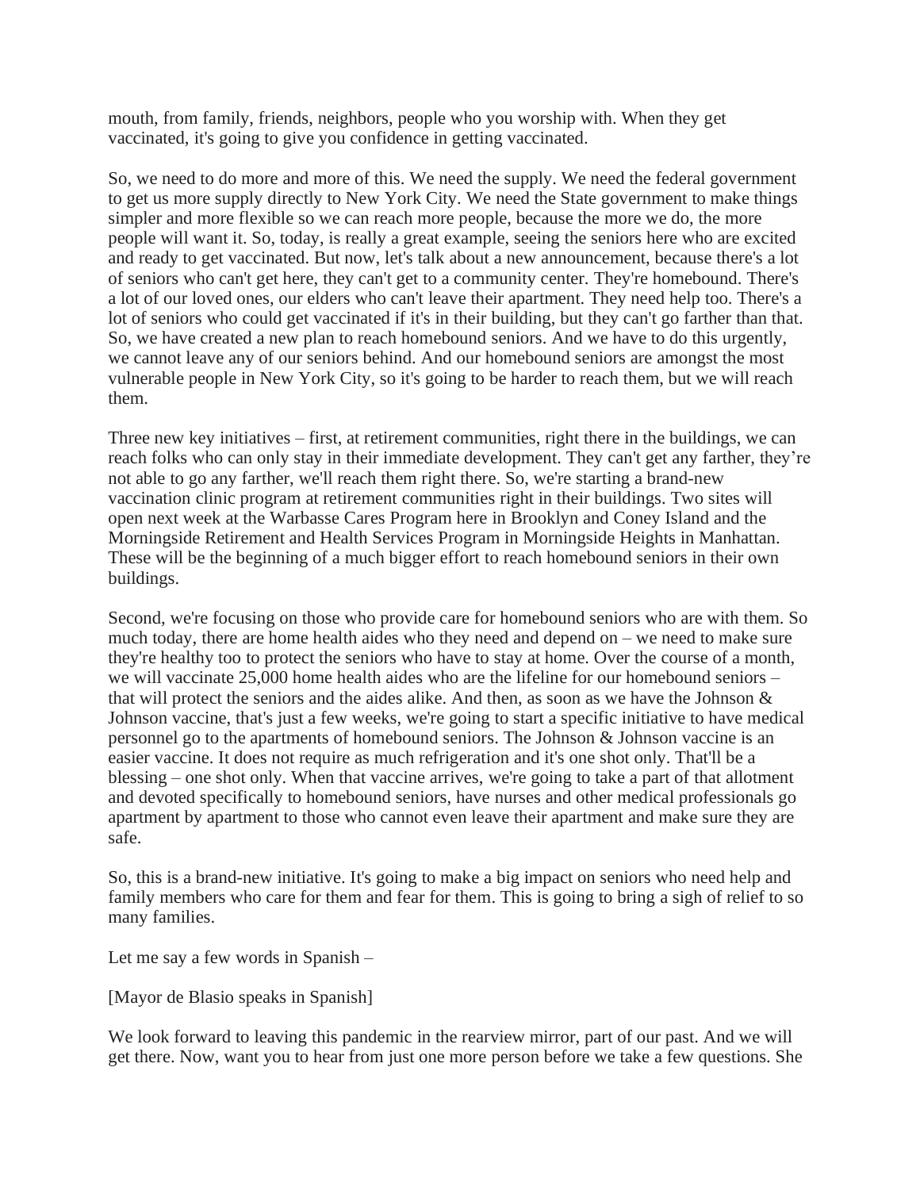mouth, from family, friends, neighbors, people who you worship with. When they get vaccinated, it's going to give you confidence in getting vaccinated.

So, we need to do more and more of this. We need the supply. We need the federal government to get us more supply directly to New York City. We need the State government to make things simpler and more flexible so we can reach more people, because the more we do, the more people will want it. So, today, is really a great example, seeing the seniors here who are excited and ready to get vaccinated. But now, let's talk about a new announcement, because there's a lot of seniors who can't get here, they can't get to a community center. They're homebound. There's a lot of our loved ones, our elders who can't leave their apartment. They need help too. There's a lot of seniors who could get vaccinated if it's in their building, but they can't go farther than that. So, we have created a new plan to reach homebound seniors. And we have to do this urgently, we cannot leave any of our seniors behind. And our homebound seniors are amongst the most vulnerable people in New York City, so it's going to be harder to reach them, but we will reach them.

Three new key initiatives – first, at retirement communities, right there in the buildings, we can reach folks who can only stay in their immediate development. They can't get any farther, they're not able to go any farther, we'll reach them right there. So, we're starting a brand-new vaccination clinic program at retirement communities right in their buildings. Two sites will open next week at the Warbasse Cares Program here in Brooklyn and Coney Island and the Morningside Retirement and Health Services Program in Morningside Heights in Manhattan. These will be the beginning of a much bigger effort to reach homebound seniors in their own buildings.

Second, we're focusing on those who provide care for homebound seniors who are with them. So much today, there are home health aides who they need and depend on – we need to make sure they're healthy too to protect the seniors who have to stay at home. Over the course of a month, we will vaccinate 25,000 home health aides who are the lifeline for our homebound seniors – that will protect the seniors and the aides alike. And then, as soon as we have the Johnson & Johnson vaccine, that's just a few weeks, we're going to start a specific initiative to have medical personnel go to the apartments of homebound seniors. The Johnson & Johnson vaccine is an easier vaccine. It does not require as much refrigeration and it's one shot only. That'll be a blessing – one shot only. When that vaccine arrives, we're going to take a part of that allotment and devoted specifically to homebound seniors, have nurses and other medical professionals go apartment by apartment to those who cannot even leave their apartment and make sure they are safe.

So, this is a brand-new initiative. It's going to make a big impact on seniors who need help and family members who care for them and fear for them. This is going to bring a sigh of relief to so many families.

Let me say a few words in Spanish –

[Mayor de Blasio speaks in Spanish]

We look forward to leaving this pandemic in the rearview mirror, part of our past. And we will get there. Now, want you to hear from just one more person before we take a few questions. She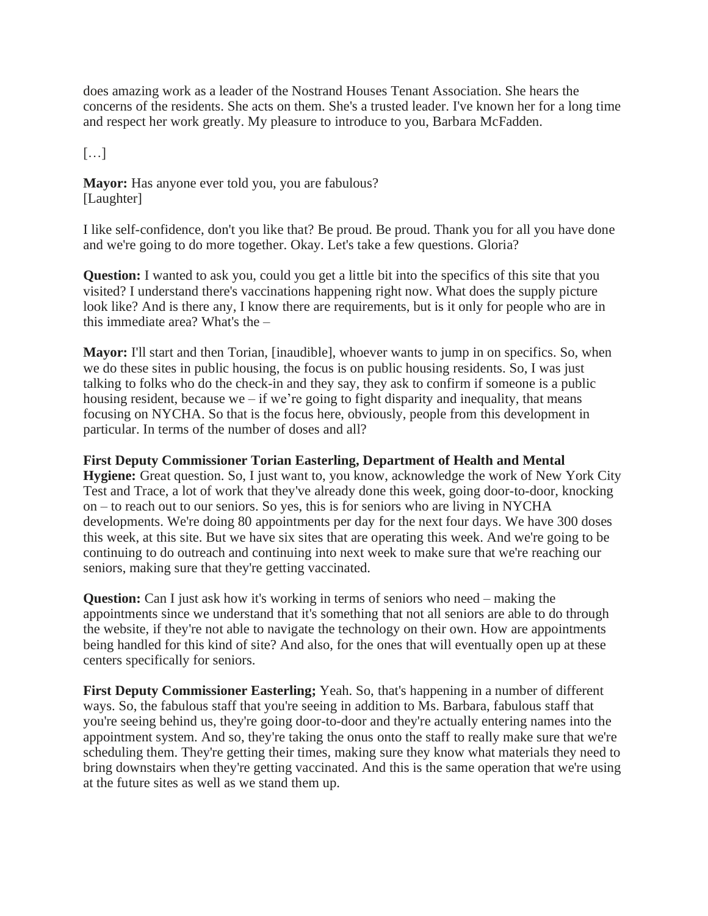does amazing work as a leader of the Nostrand Houses Tenant Association. She hears the concerns of the residents. She acts on them. She's a trusted leader. I've known her for a long time and respect her work greatly. My pleasure to introduce to you, Barbara McFadden.

[…]

**Mayor:** Has anyone ever told you, you are fabulous?
[Laughter]

I like self-confidence, don't you like that? Be proud. Be proud. Thank you for all you have done and we're going to do more together. Okay. Let's take a few questions. Gloria?

**Question:** I wanted to ask you, could you get a little bit into the specifics of this site that you visited? I understand there's vaccinations happening right now. What does the supply picture look like? And is there any, I know there are requirements, but is it only for people who are in this immediate area? What's the –

**Mayor:** I'll start and then Torian, [inaudible], whoever wants to jump in on specifics. So, when we do these sites in public housing, the focus is on public housing residents. So, I was just talking to folks who do the check-in and they say, they ask to confirm if someone is a public housing resident, because we – if we're going to fight disparity and inequality, that means focusing on NYCHA. So that is the focus here, obviously, people from this development in particular. In terms of the number of doses and all?

**First Deputy Commissioner Torian Easterling, Department of Health and Mental Hygiene:** Great question. So, I just want to, you know, acknowledge the work of New York City Test and Trace, a lot of work that they've already done this week, going door-to-door, knocking on – to reach out to our seniors. So yes, this is for seniors who are living in NYCHA developments. We're doing 80 appointments per day for the next four days. We have 300 doses this week, at this site. But we have six sites that are operating this week. And we're going to be continuing to do outreach and continuing into next week to make sure that we're reaching our seniors, making sure that they're getting vaccinated.

**Question:** Can I just ask how it's working in terms of seniors who need – making the appointments since we understand that it's something that not all seniors are able to do through the website, if they're not able to navigate the technology on their own. How are appointments being handled for this kind of site? And also, for the ones that will eventually open up at these centers specifically for seniors.

**First Deputy Commissioner Easterling;** Yeah. So, that's happening in a number of different ways. So, the fabulous staff that you're seeing in addition to Ms. Barbara, fabulous staff that you're seeing behind us, they're going door-to-door and they're actually entering names into the appointment system. And so, they're taking the onus onto the staff to really make sure that we're scheduling them. They're getting their times, making sure they know what materials they need to bring downstairs when they're getting vaccinated. And this is the same operation that we're using at the future sites as well as we stand them up.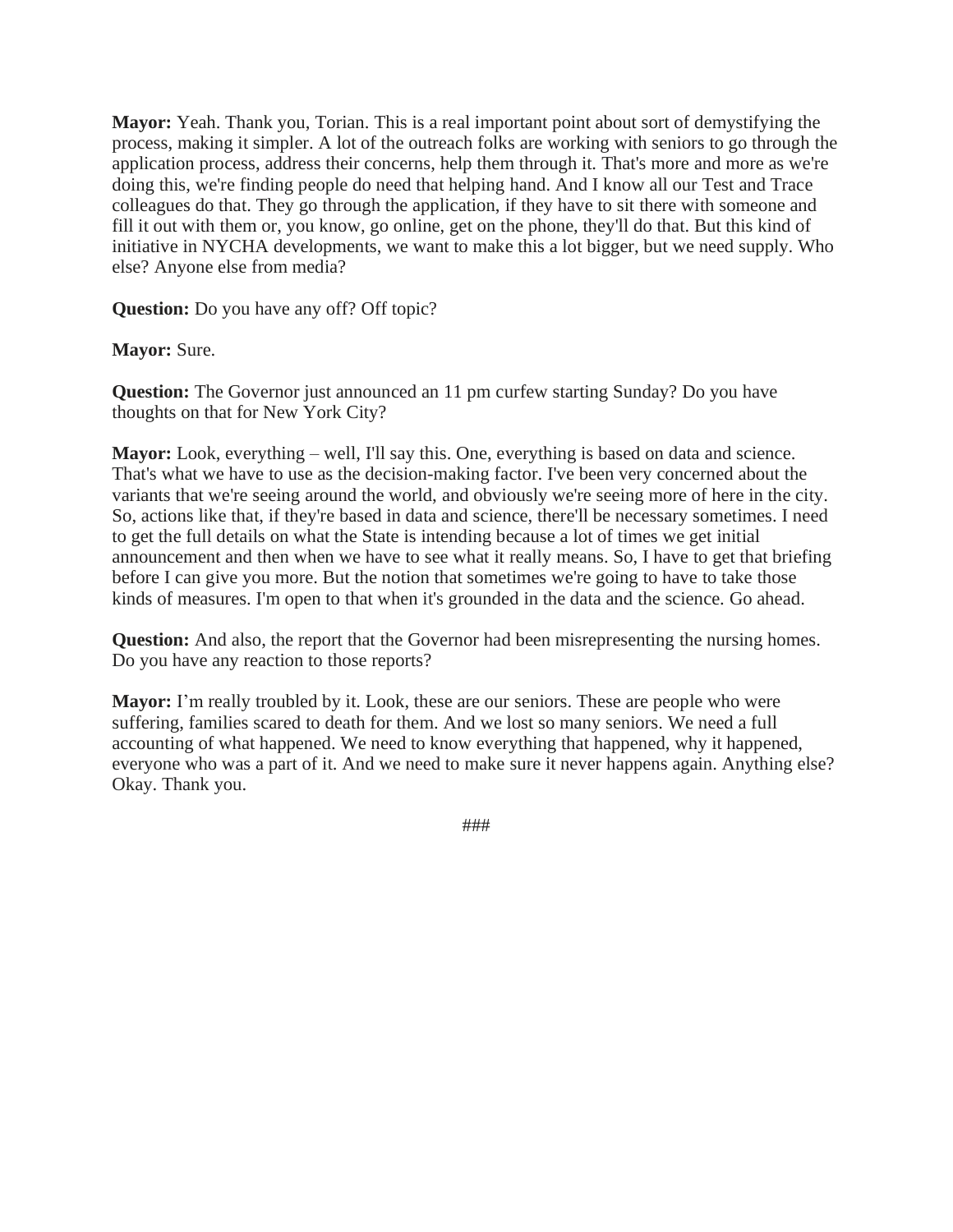**Mayor:** Yeah. Thank you, Torian. This is a real important point about sort of demystifying the process, making it simpler. A lot of the outreach folks are working with seniors to go through the application process, address their concerns, help them through it. That's more and more as we're doing this, we're finding people do need that helping hand. And I know all our Test and Trace colleagues do that. They go through the application, if they have to sit there with someone and fill it out with them or, you know, go online, get on the phone, they'll do that. But this kind of initiative in NYCHA developments, we want to make this a lot bigger, but we need supply. Who else? Anyone else from media?

**Question:** Do you have any off? Off topic?

**Mayor:** Sure.

**Question:** The Governor just announced an 11 pm curfew starting Sunday? Do you have thoughts on that for New York City?

**Mayor:** Look, everything – well, I'll say this. One, everything is based on data and science. That's what we have to use as the decision-making factor. I've been very concerned about the variants that we're seeing around the world, and obviously we're seeing more of here in the city. So, actions like that, if they're based in data and science, there'll be necessary sometimes. I need to get the full details on what the State is intending because a lot of times we get initial announcement and then when we have to see what it really means. So, I have to get that briefing before I can give you more. But the notion that sometimes we're going to have to take those kinds of measures. I'm open to that when it's grounded in the data and the science. Go ahead.

**Question:** And also, the report that the Governor had been misrepresenting the nursing homes. Do you have any reaction to those reports?

**Mayor:** I'm really troubled by it. Look, these are our seniors. These are people who were suffering, families scared to death for them. And we lost so many seniors. We need a full accounting of what happened. We need to know everything that happened, why it happened, everyone who was a part of it. And we need to make sure it never happens again. Anything else? Okay. Thank you.

###